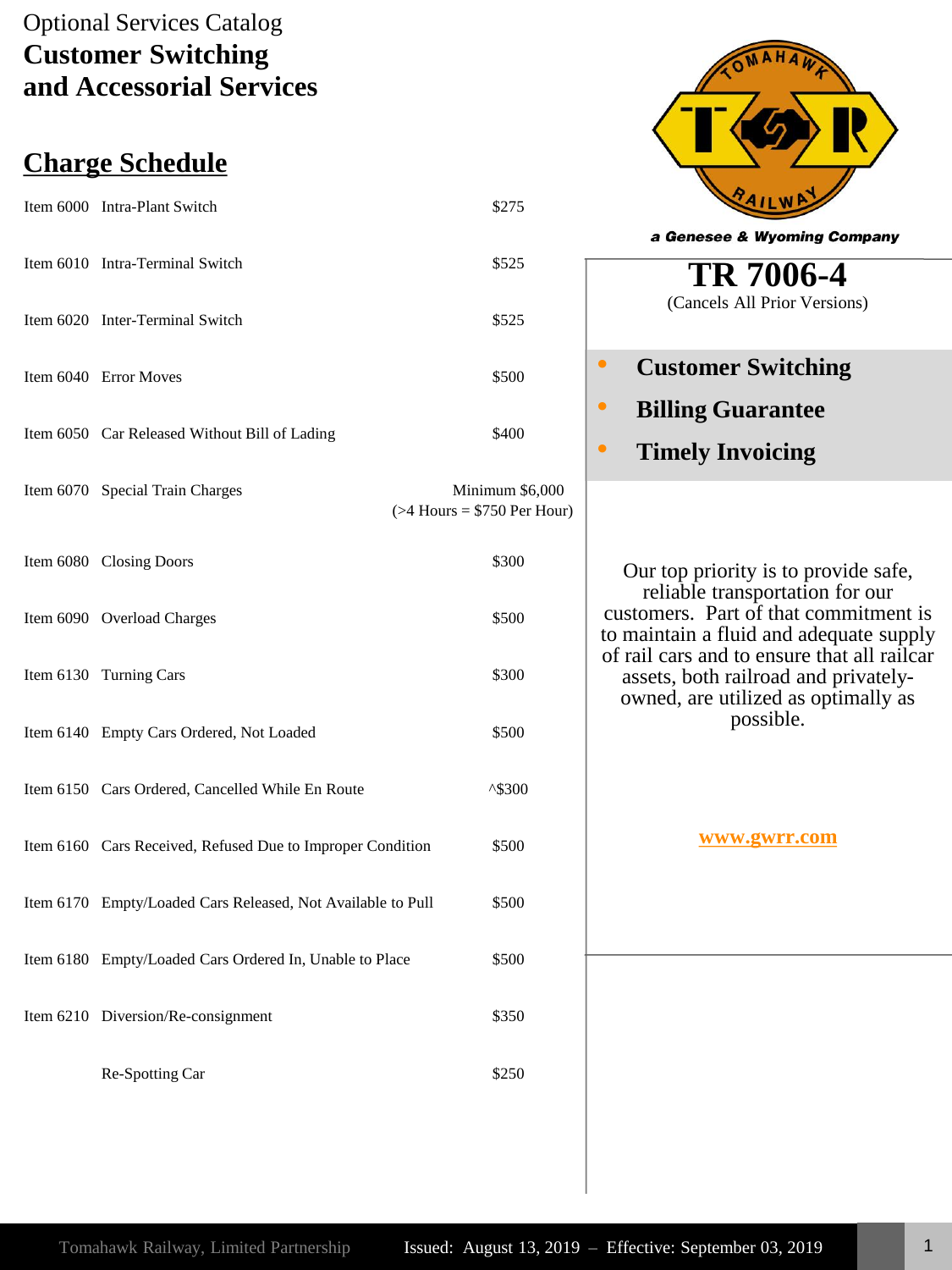Optional Services Catalog

# Customer Switching and Accessorial Services

## Charge Schedule

| Item | Description | Charge |
|---|---|---|
| Item 6000 | Intra-Plant Switch | $275 |
| Item 6010 | Intra-Terminal Switch | $525 |
| Item 6020 | Inter-Terminal Switch | $525 |
| Item 6040 | Error Moves | $500 |
| Item 6050 | Car Released Without Bill of Lading | $400 |
| Item 6070 | Special Train Charges | Minimum $6,000 (>4 Hours = $750 Per Hour) |
| Item 6080 | Closing Doors | $300 |
| Item 6090 | Overload Charges | $500 |
| Item 6130 | Turning Cars | $300 |
| Item 6140 | Empty Cars Ordered, Not Loaded | $500 |
| Item 6150 | Cars Ordered, Cancelled While En Route | ^$300 |
| Item 6160 | Cars Received, Refused Due to Improper Condition | $500 |
| Item 6170 | Empty/Loaded Cars Released, Not Available to Pull | $500 |
| Item 6180 | Empty/Loaded Cars Ordered In, Unable to Place | $500 |
| Item 6210 | Diversion/Re-consignment | $350 |
| | Re-Spotting Car | $250 |

Tomahawk Railway

a Genesee & Wyoming Company

## TR 7006-4

(Cancels All Prior Versions)

- **Customer Switching**
- **Billing Guarantee**
- **Timely Invoicing**

Our top priority is to provide safe, reliable transportation for our customers. Part of that commitment is to maintain a fluid and adequate supply of rail cars and to ensure that all railcar assets, both railroad and privately-owned, are utilized as optimally as possible.

**www.gwrr.com**

Tomahawk Railway, Limited Partnership     Issued: August 13, 2019 – Effective: September 03, 2019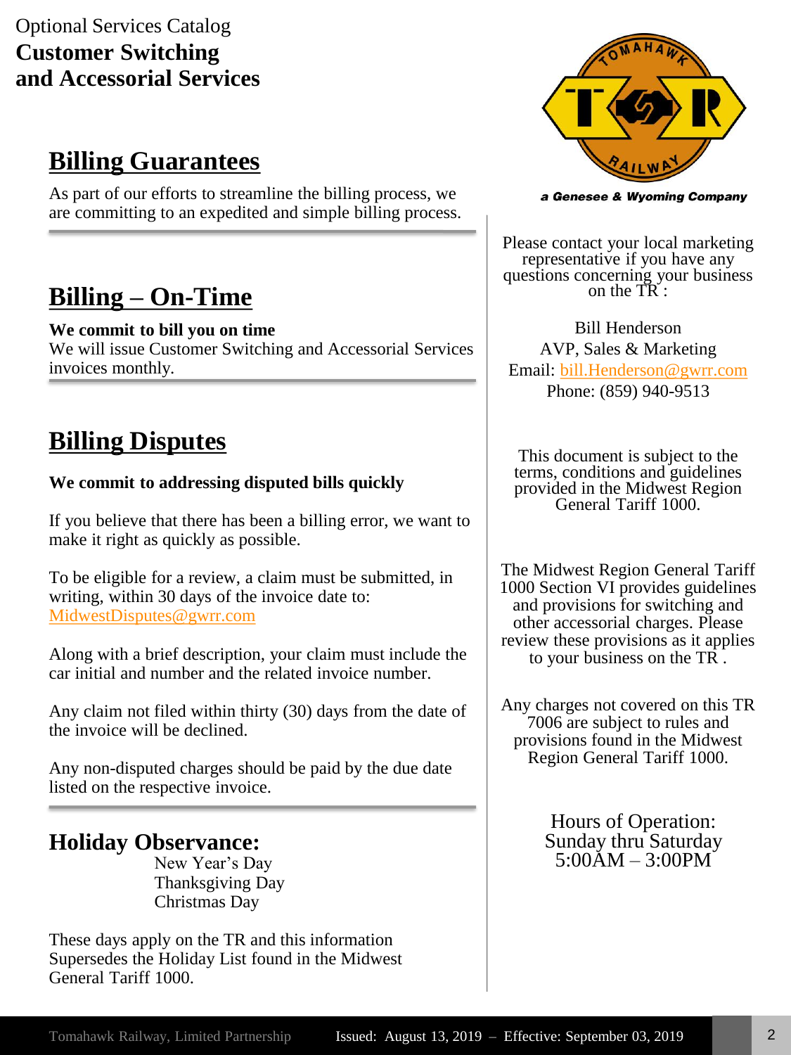Optional Services Catalog

**Customer Switching and Accessorial Services**

## Billing Guarantees

As part of our efforts to streamline the billing process, we are committing to an expedited and simple billing process.

## Billing – On-Time

**We commit to bill you on time**

We will issue Customer Switching and Accessorial Services invoices monthly.

## Billing Disputes

**We commit to addressing disputed bills quickly**

If you believe that there has been a billing error, we want to make it right as quickly as possible.

To be eligible for a review, a claim must be submitted, in writing, within 30 days of the invoice date to: MidwestDisputes@gwrr.com

Along with a brief description, your claim must include the car initial and number and the related invoice number.

Any claim not filed within thirty (30) days from the date of the invoice will be declined.

Any non-disputed charges should be paid by the due date listed on the respective invoice.

## Holiday Observance:

New Year's Day
Thanksgiving Day
Christmas Day

These days apply on the TR and this information Supersedes the Holiday List found in the Midwest General Tariff 1000.

*a Genesee & Wyoming Company*

Please contact your local marketing representative if you have any questions concerning your business on the TR :

Bill Henderson
AVP, Sales & Marketing
Email: bill.Henderson@gwrr.com
Phone: (859) 940-9513

This document is subject to the terms, conditions and guidelines provided in the Midwest Region General Tariff 1000.

The Midwest Region General Tariff 1000 Section VI provides guidelines and provisions for switching and other accessorial charges. Please review these provisions as it applies to your business on the TR .

Any charges not covered on this TR 7006 are subject to rules and provisions found in the Midwest Region General Tariff 1000.

Hours of Operation:
Sunday thru Saturday
5:00AM – 3:00PM

Tomahawk Railway, Limited Partnership — Issued: August 13, 2019 – Effective: September 03, 2019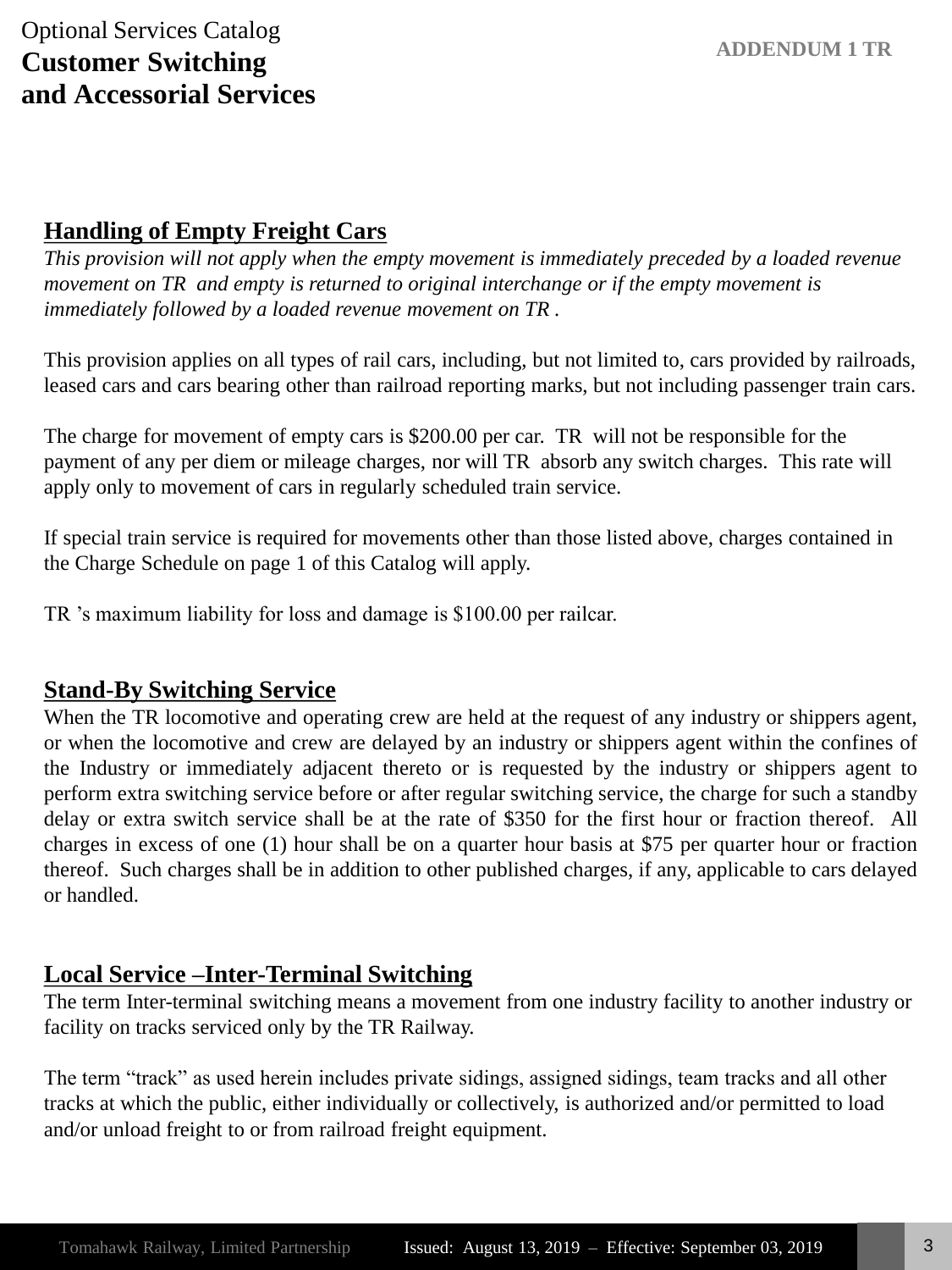Optional Services Catalog

# Customer Switching and Accessorial Services

**ADDENDUM 1 TR**

## Handling of Empty Freight Cars

*This provision will not apply when the empty movement is immediately preceded by a loaded revenue movement on TR and empty is returned to original interchange or if the empty movement is immediately followed by a loaded revenue movement on TR .*

This provision applies on all types of rail cars, including, but not limited to, cars provided by railroads, leased cars and cars bearing other than railroad reporting marks, but not including passenger train cars.

The charge for movement of empty cars is $200.00 per car. TR will not be responsible for the payment of any per diem or mileage charges, nor will TR absorb any switch charges. This rate will apply only to movement of cars in regularly scheduled train service.

If special train service is required for movements other than those listed above, charges contained in the Charge Schedule on page 1 of this Catalog will apply.

TR 's maximum liability for loss and damage is $100.00 per railcar.

## Stand-By Switching Service

When the TR locomotive and operating crew are held at the request of any industry or shippers agent, or when the locomotive and crew are delayed by an industry or shippers agent within the confines of the Industry or immediately adjacent thereto or is requested by the industry or shippers agent to perform extra switching service before or after regular switching service, the charge for such a standby delay or extra switch service shall be at the rate of $350 for the first hour or fraction thereof. All charges in excess of one (1) hour shall be on a quarter hour basis at $75 per quarter hour or fraction thereof. Such charges shall be in addition to other published charges, if any, applicable to cars delayed or handled.

## Local Service –Inter-Terminal Switching

The term Inter-terminal switching means a movement from one industry facility to another industry or facility on tracks serviced only by the TR Railway.

The term "track" as used herein includes private sidings, assigned sidings, team tracks and all other tracks at which the public, either individually or collectively, is authorized and/or permitted to load and/or unload freight to or from railroad freight equipment.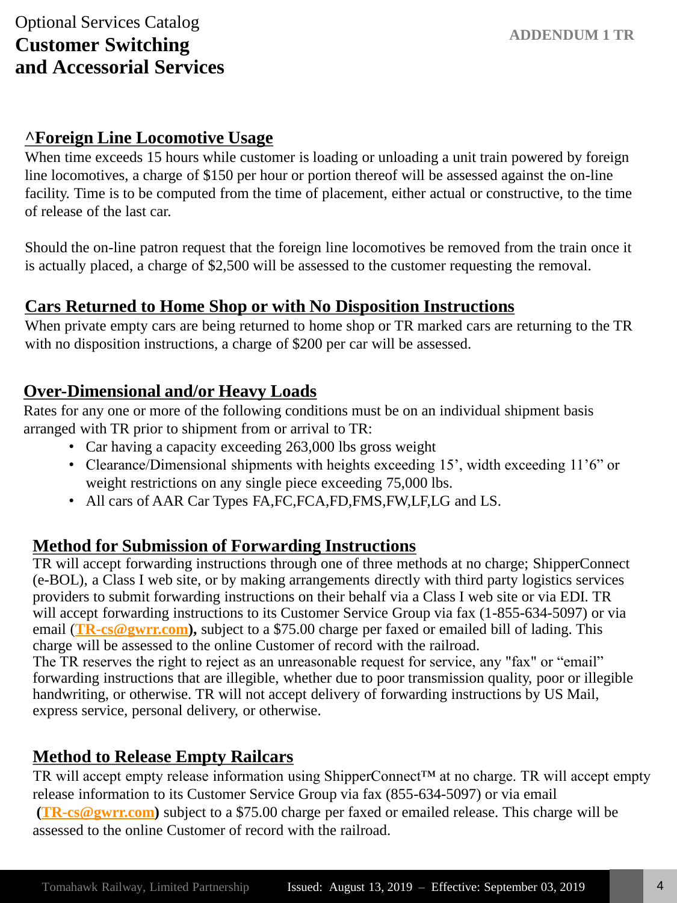Optional Services Catalog

# Customer Switching and Accessorial Services

ADDENDUM 1 TR

## ^Foreign Line Locomotive Usage

When time exceeds 15 hours while customer is loading or unloading a unit train powered by foreign line locomotives, a charge of $150 per hour or portion thereof will be assessed against the on-line facility. Time is to be computed from the time of placement, either actual or constructive, to the time of release of the last car.

Should the on-line patron request that the foreign line locomotives be removed from the train once it is actually placed, a charge of $2,500 will be assessed to the customer requesting the removal.

## Cars Returned to Home Shop or with No Disposition Instructions

When private empty cars are being returned to home shop or TR marked cars are returning to the TR with no disposition instructions, a charge of $200 per car will be assessed.

## Over-Dimensional and/or Heavy Loads

Rates for any one or more of the following conditions must be on an individual shipment basis arranged with TR prior to shipment from or arrival to TR:

- Car having a capacity exceeding 263,000 lbs gross weight
- Clearance/Dimensional shipments with heights exceeding 15', width exceeding 11'6" or weight restrictions on any single piece exceeding 75,000 lbs.
- All cars of AAR Car Types FA,FC,FCA,FD,FMS,FW,LF,LG and LS.

## Method for Submission of Forwarding Instructions

TR will accept forwarding instructions through one of three methods at no charge; ShipperConnect (e-BOL), a Class I web site, or by making arrangements directly with third party logistics services providers to submit forwarding instructions on their behalf via a Class I web site or via EDI. TR will accept forwarding instructions to its Customer Service Group via fax (1-855-634-5097) or via email (**TR-cs@gwrr.com**)**,** subject to a $75.00 charge per faxed or emailed bill of lading. This charge will be assessed to the online Customer of record with the railroad.
The TR reserves the right to reject as an unreasonable request for service, any "fax" or "email" forwarding instructions that are illegible, whether due to poor transmission quality, poor or illegible handwriting, or otherwise. TR will not accept delivery of forwarding instructions by US Mail, express service, personal delivery, or otherwise.

## Method to Release Empty Railcars

TR will accept empty release information using ShipperConnect™ at no charge. TR will accept empty release information to its Customer Service Group via fax (855-634-5097) or via email (**TR-cs@gwrr.com**) subject to a $75.00 charge per faxed or emailed release. This charge will be assessed to the online Customer of record with the railroad.

Tomahawk Railway, Limited Partnership Issued: August 13, 2019 – Effective: September 03, 2019